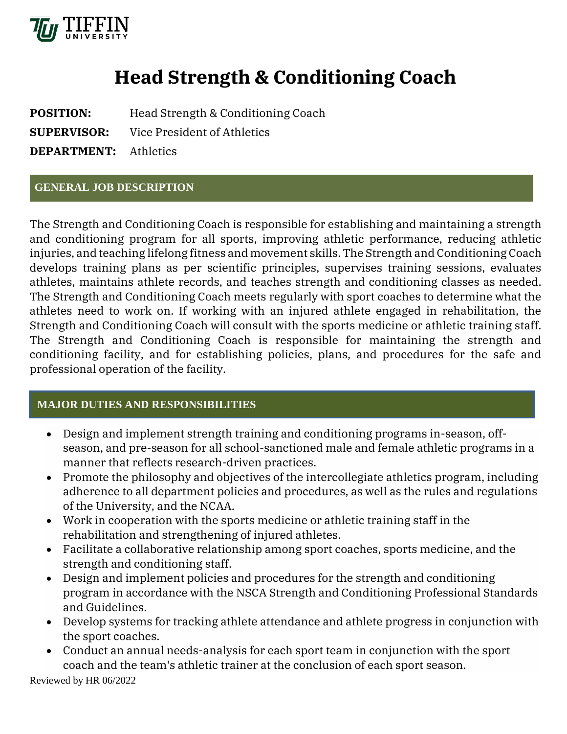TIFFIN UNIVERSITY

# Head Strength & Conditioning Coach

**POSITION:** Head Strength & Conditioning Coach

**SUPERVISOR:** Vice President of Athletics

**DEPARTMENT:** Athletics

## GENERAL JOB DESCRIPTION

The Strength and Conditioning Coach is responsible for establishing and maintaining a strength and conditioning program for all sports, improving athletic performance, reducing athletic injuries, and teaching lifelong fitness and movement skills. The Strength and Conditioning Coach develops training plans as per scientific principles, supervises training sessions, evaluates athletes, maintains athlete records, and teaches strength and conditioning classes as needed. The Strength and Conditioning Coach meets regularly with sport coaches to determine what the athletes need to work on. If working with an injured athlete engaged in rehabilitation, the Strength and Conditioning Coach will consult with the sports medicine or athletic training staff. The Strength and Conditioning Coach is responsible for maintaining the strength and conditioning facility, and for establishing policies, plans, and procedures for the safe and professional operation of the facility.

## MAJOR DUTIES AND RESPONSIBILITIES

- Design and implement strength training and conditioning programs in-season, off-season, and pre-season for all school-sanctioned male and female athletic programs in a manner that reflects research-driven practices.
- Promote the philosophy and objectives of the intercollegiate athletics program, including adherence to all department policies and procedures, as well as the rules and regulations of the University, and the NCAA.
- Work in cooperation with the sports medicine or athletic training staff in the rehabilitation and strengthening of injured athletes.
- Facilitate a collaborative relationship among sport coaches, sports medicine, and the strength and conditioning staff.
- Design and implement policies and procedures for the strength and conditioning program in accordance with the NSCA Strength and Conditioning Professional Standards and Guidelines.
- Develop systems for tracking athlete attendance and athlete progress in conjunction with the sport coaches.
- Conduct an annual needs-analysis for each sport team in conjunction with the sport coach and the team's athletic trainer at the conclusion of each sport season.

Reviewed by HR 06/2022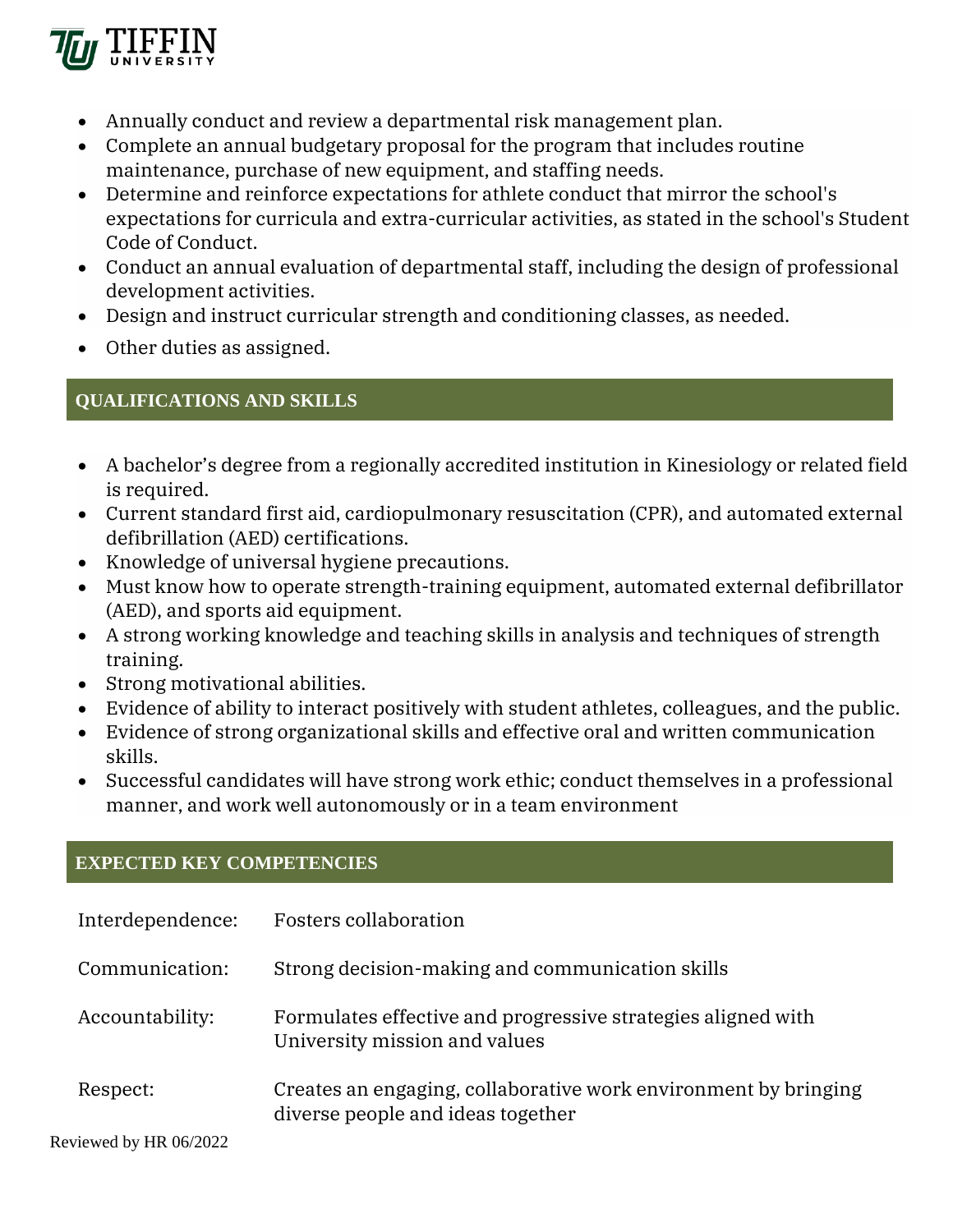- Annually conduct and review a departmental risk management plan.
- Complete an annual budgetary proposal for the program that includes routine maintenance, purchase of new equipment, and staffing needs.
- Determine and reinforce expectations for athlete conduct that mirror the school's expectations for curricula and extra-curricular activities, as stated in the school's Student Code of Conduct.
- Conduct an annual evaluation of departmental staff, including the design of professional development activities.
- Design and instruct curricular strength and conditioning classes, as needed.
- Other duties as assigned.

## QUALIFICATIONS AND SKILLS

- A bachelor's degree from a regionally accredited institution in Kinesiology or related field is required.
- Current standard first aid, cardiopulmonary resuscitation (CPR), and automated external defibrillation (AED) certifications.
- Knowledge of universal hygiene precautions.
- Must know how to operate strength-training equipment, automated external defibrillator (AED), and sports aid equipment.
- A strong working knowledge and teaching skills in analysis and techniques of strength training.
- Strong motivational abilities.
- Evidence of ability to interact positively with student athletes, colleagues, and the public.
- Evidence of strong organizational skills and effective oral and written communication skills.
- Successful candidates will have strong work ethic; conduct themselves in a professional manner, and work well autonomously or in a team environment

## EXPECTED KEY COMPETENCIES

| | |
|---|---|
| Interdependence: | Fosters collaboration |
| Communication: | Strong decision-making and communication skills |
| Accountability: | Formulates effective and progressive strategies aligned with University mission and values |
| Respect: | Creates an engaging, collaborative work environment by bringing diverse people and ideas together |

Reviewed by HR 06/2022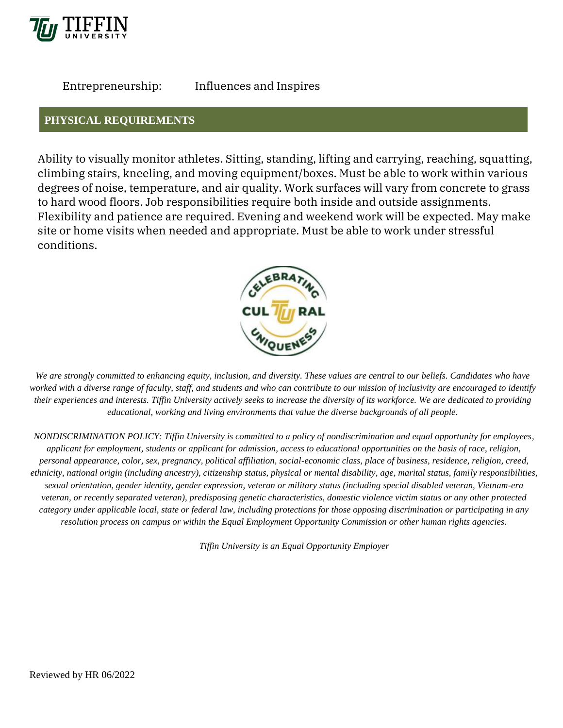Entrepreneurship: Influences and Inspires

## PHYSICAL REQUIREMENTS

Ability to visually monitor athletes. Sitting, standing, lifting and carrying, reaching, squatting, climbing stairs, kneeling, and moving equipment/boxes. Must be able to work within various degrees of noise, temperature, and air quality. Work surfaces will vary from concrete to grass to hard wood floors. Job responsibilities require both inside and outside assignments. Flexibility and patience are required. Evening and weekend work will be expected. May make site or home visits when needed and appropriate. Must be able to work under stressful conditions.

*We are strongly committed to enhancing equity, inclusion, and diversity. These values are central to our beliefs. Candidates who have worked with a diverse range of faculty, staff, and students and who can contribute to our mission of inclusivity are encouraged to identify their experiences and interests. Tiffin University actively seeks to increase the diversity of its workforce. We are dedicated to providing educational, working and living environments that value the diverse backgrounds of all people.*

*NONDISCRIMINATION POLICY: Tiffin University is committed to a policy of nondiscrimination and equal opportunity for employees, applicant for employment, students or applicant for admission, access to educational opportunities on the basis of race, religion, personal appearance, color, sex, pregnancy, political affiliation, social-economic class, place of business, residence, religion, creed, ethnicity, national origin (including ancestry), citizenship status, physical or mental disability, age, marital status, family responsibilities, sexual orientation, gender identity, gender expression, veteran or military status (including special disabled veteran, Vietnam-era veteran, or recently separated veteran), predisposing genetic characteristics, domestic violence victim status or any other protected category under applicable local, state or federal law, including protections for those opposing discrimination or participating in any resolution process on campus or within the Equal Employment Opportunity Commission or other human rights agencies.*

*Tiffin University is an Equal Opportunity Employer*

Reviewed by HR 06/2022